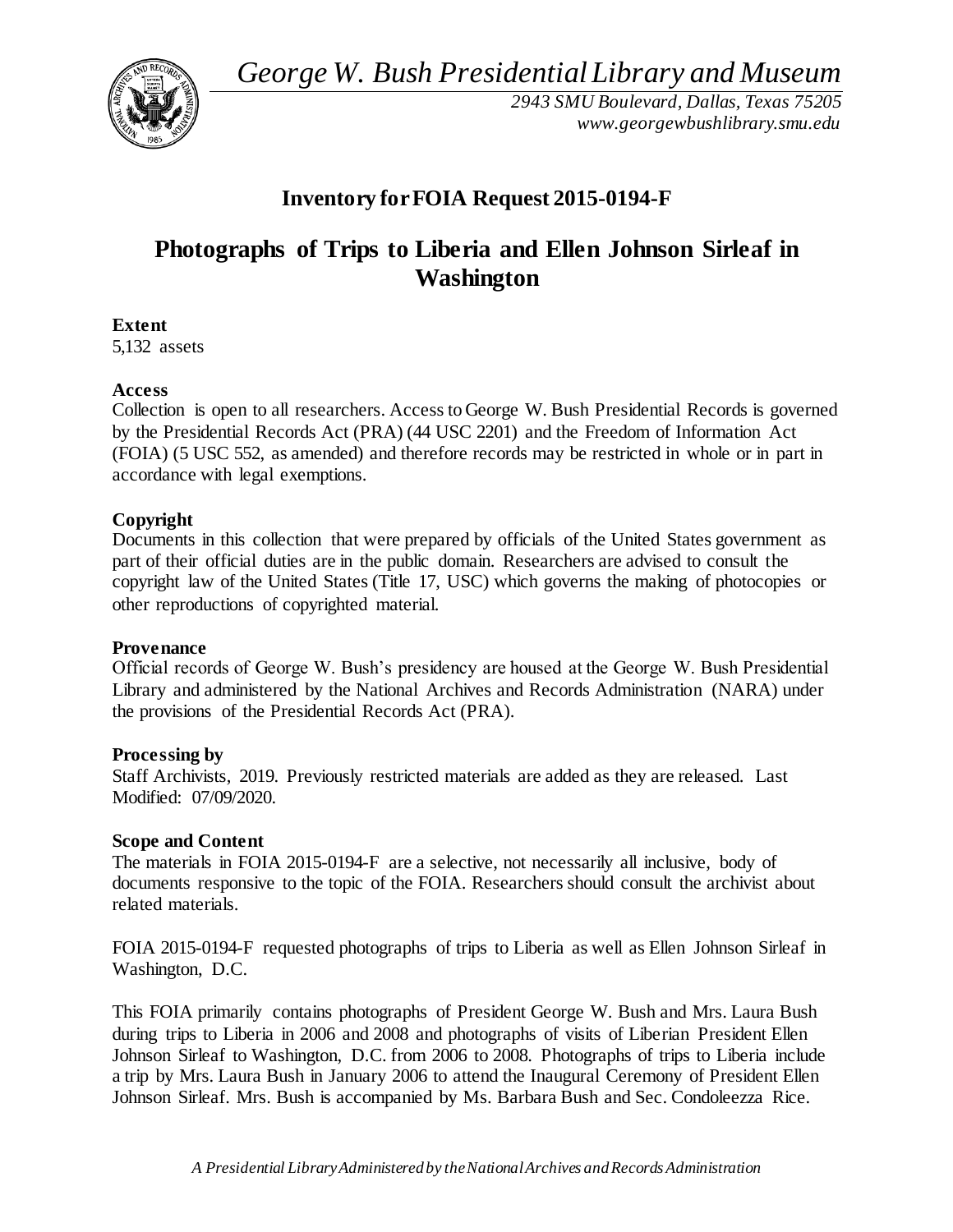*George W. Bush Presidential Library and Museum*

*2943 SMU Boulevard, Dallas, Texas 75205*
*www.georgewbushlibrary.smu.edu*

# Inventory for FOIA Request 2015-0194-F

## Photographs of Trips to Liberia and Ellen Johnson Sirleaf in Washington

**Extent**
5,132 assets

**Access**
Collection is open to all researchers. Access to George W. Bush Presidential Records is governed by the Presidential Records Act (PRA) (44 USC 2201) and the Freedom of Information Act (FOIA) (5 USC 552, as amended) and therefore records may be restricted in whole or in part in accordance with legal exemptions.

**Copyright**
Documents in this collection that were prepared by officials of the United States government as part of their official duties are in the public domain. Researchers are advised to consult the copyright law of the United States (Title 17, USC) which governs the making of photocopies or other reproductions of copyrighted material.

**Provenance**
Official records of George W. Bush's presidency are housed at the George W. Bush Presidential Library and administered by the National Archives and Records Administration (NARA) under the provisions of the Presidential Records Act (PRA).

**Processing by**
Staff Archivists, 2019. Previously restricted materials are added as they are released. Last Modified: 07/09/2020.

**Scope and Content**
The materials in FOIA 2015-0194-F are a selective, not necessarily all inclusive, body of documents responsive to the topic of the FOIA. Researchers should consult the archivist about related materials.

FOIA 2015-0194-F requested photographs of trips to Liberia as well as Ellen Johnson Sirleaf in Washington, D.C.

This FOIA primarily contains photographs of President George W. Bush and Mrs. Laura Bush during trips to Liberia in 2006 and 2008 and photographs of visits of Liberian President Ellen Johnson Sirleaf to Washington, D.C. from 2006 to 2008. Photographs of trips to Liberia include a trip by Mrs. Laura Bush in January 2006 to attend the Inaugural Ceremony of President Ellen Johnson Sirleaf. Mrs. Bush is accompanied by Ms. Barbara Bush and Sec. Condoleezza Rice.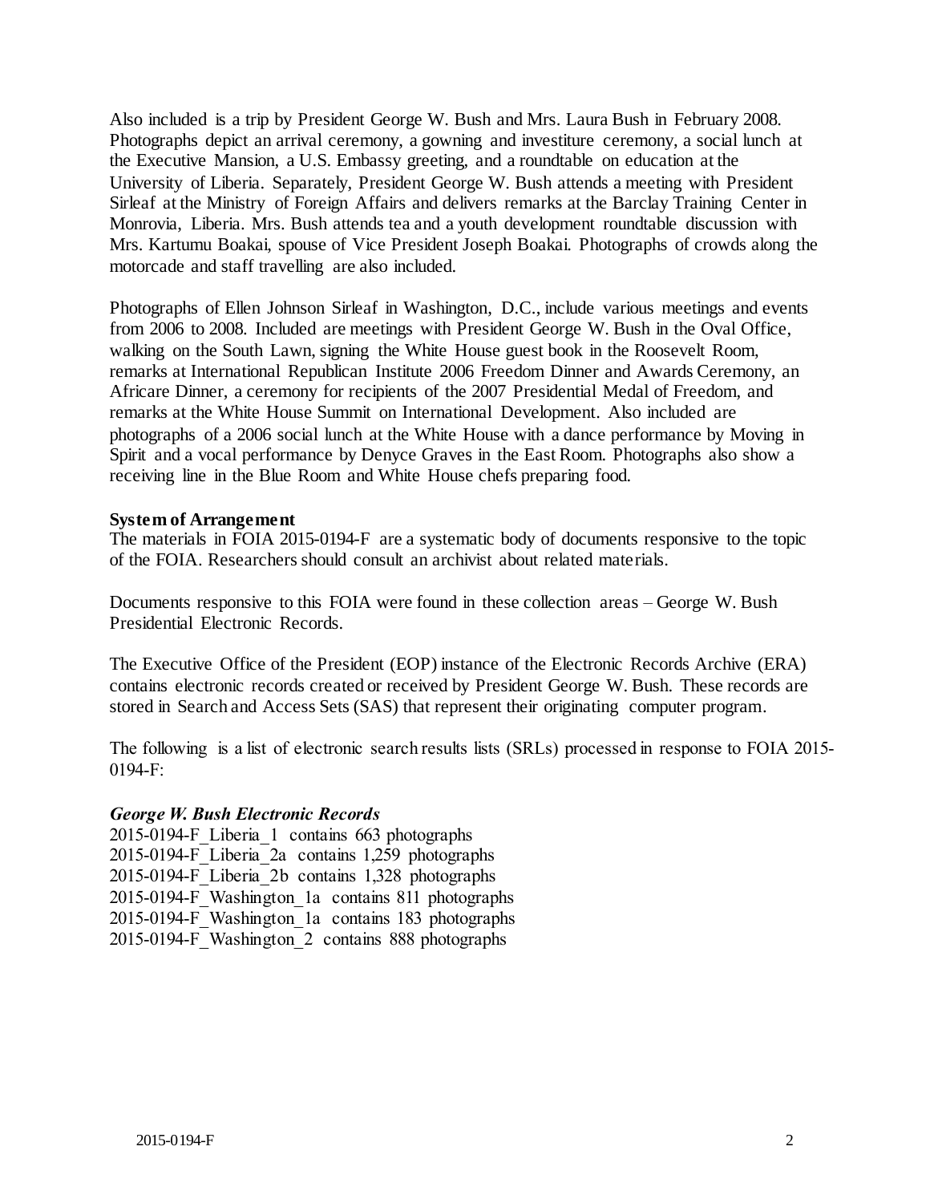Also included is a trip by President George W. Bush and Mrs. Laura Bush in February 2008. Photographs depict an arrival ceremony, a gowning and investiture ceremony, a social lunch at the Executive Mansion, a U.S. Embassy greeting, and a roundtable on education at the University of Liberia. Separately, President George W. Bush attends a meeting with President Sirleaf at the Ministry of Foreign Affairs and delivers remarks at the Barclay Training Center in Monrovia, Liberia. Mrs. Bush attends tea and a youth development roundtable discussion with Mrs. Kartumu Boakai, spouse of Vice President Joseph Boakai. Photographs of crowds along the motorcade and staff travelling are also included.

Photographs of Ellen Johnson Sirleaf in Washington, D.C., include various meetings and events from 2006 to 2008. Included are meetings with President George W. Bush in the Oval Office, walking on the South Lawn, signing the White House guest book in the Roosevelt Room, remarks at International Republican Institute 2006 Freedom Dinner and Awards Ceremony, an Africare Dinner, a ceremony for recipients of the 2007 Presidential Medal of Freedom, and remarks at the White House Summit on International Development. Also included are photographs of a 2006 social lunch at the White House with a dance performance by Moving in Spirit and a vocal performance by Denyce Graves in the East Room. Photographs also show a receiving line in the Blue Room and White House chefs preparing food.

**System of Arrangement**

The materials in FOIA 2015-0194-F are a systematic body of documents responsive to the topic of the FOIA. Researchers should consult an archivist about related materials.

Documents responsive to this FOIA were found in these collection areas – George W. Bush Presidential Electronic Records.

The Executive Office of the President (EOP) instance of the Electronic Records Archive (ERA) contains electronic records created or received by President George W. Bush. These records are stored in Search and Access Sets (SAS) that represent their originating computer program.

The following is a list of electronic search results lists (SRLs) processed in response to FOIA 2015-0194-F:

***George W. Bush Electronic Records***

2015-0194-F_Liberia_1 contains 663 photographs
2015-0194-F_Liberia_2a contains 1,259 photographs
2015-0194-F_Liberia_2b contains 1,328 photographs
2015-0194-F_Washington_1a contains 811 photographs
2015-0194-F_Washington_1a contains 183 photographs
2015-0194-F_Washington_2 contains 888 photographs